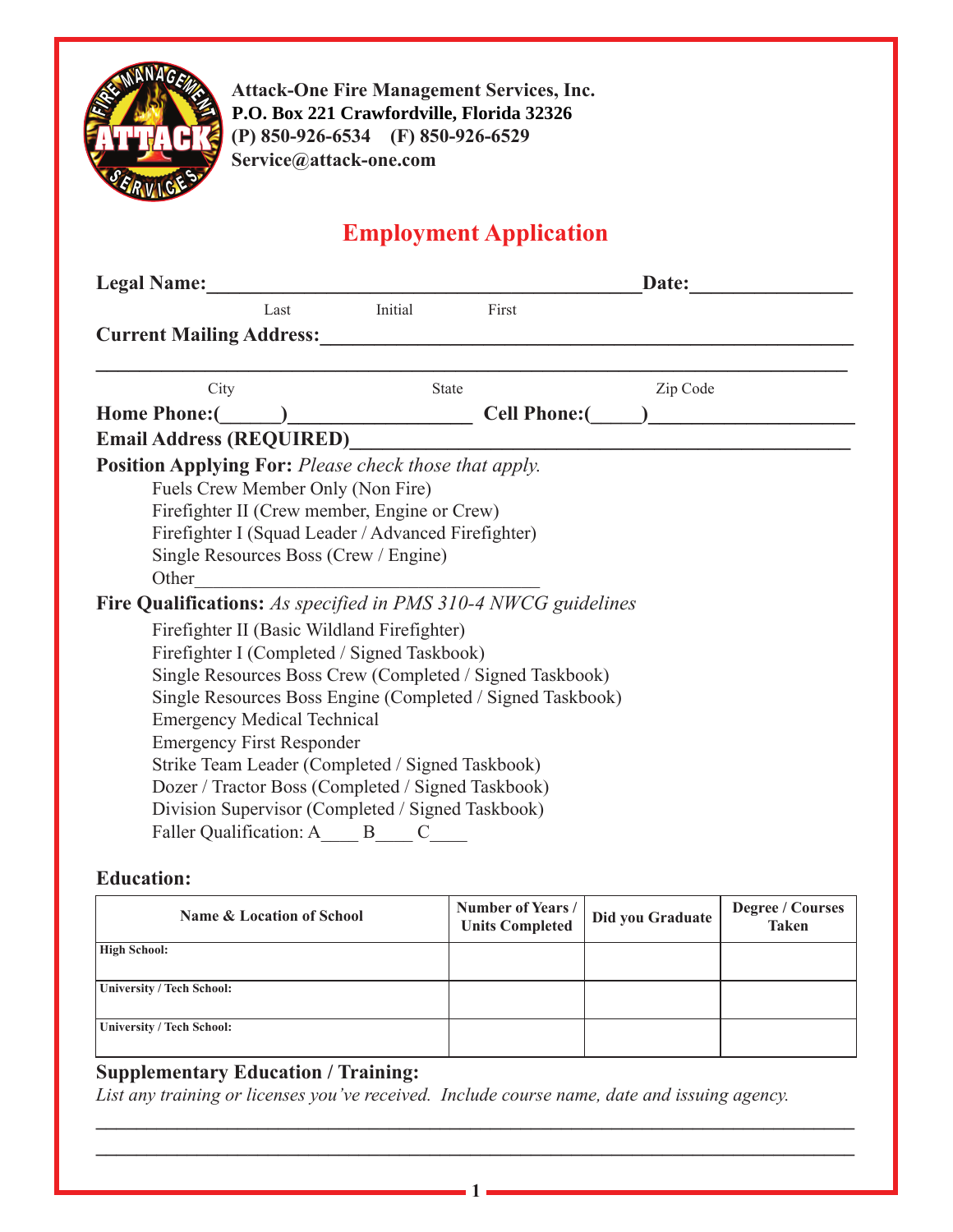**Attack-One Fire Management Services, Inc.**
**P.O. Box 221 Crawfordville, Florida 32326**
**(P) 850-926-6534 (F) 850-926-6529**
**Service@attack-one.com**

# Employment Application

**Legal Name:**__________________________________________ **Date:**_______________

Last Initial First

**Current Mailing Address:**_____________________________________________________

_________________________________________________________________________

City State Zip Code

**Home Phone:(______)**_________________ **Cell Phone:(_____)**____________________

**Email Address (REQUIRED)**_____________________________________________

**Position Applying For:** *Please check those that apply.*

- Fuels Crew Member Only (Non Fire)
- Firefighter II (Crew member, Engine or Crew)
- Firefighter I (Squad Leader / Advanced Firefighter)
- Single Resources Boss (Crew / Engine)
- Other___________________________________

**Fire Qualifications:** *As specified in PMS 310-4 NWCG guidelines*

- Firefighter II (Basic Wildland Firefighter)
- Firefighter I (Completed / Signed Taskbook)
- Single Resources Boss Crew (Completed / Signed Taskbook)
- Single Resources Boss Engine (Completed / Signed Taskbook)
- Emergency Medical Technical
- Emergency First Responder
- Strike Team Leader (Completed / Signed Taskbook)
- Dozer / Tractor Boss (Completed / Signed Taskbook)
- Division Supervisor (Completed / Signed Taskbook)
- Faller Qualification: A____ B____ C____

**Education:**

| Name & Location of School | Number of Years / Units Completed | Did you Graduate | Degree / Courses Taken |
|---|---|---|---|
| **High School:** | | | |
| **University / Tech School:** | | | |
| **University / Tech School:** | | | |

**Supplementary Education / Training:**

*List any training or licenses you've received. Include course name, date and issuing agency.*

_________________________________________________________________________

_________________________________________________________________________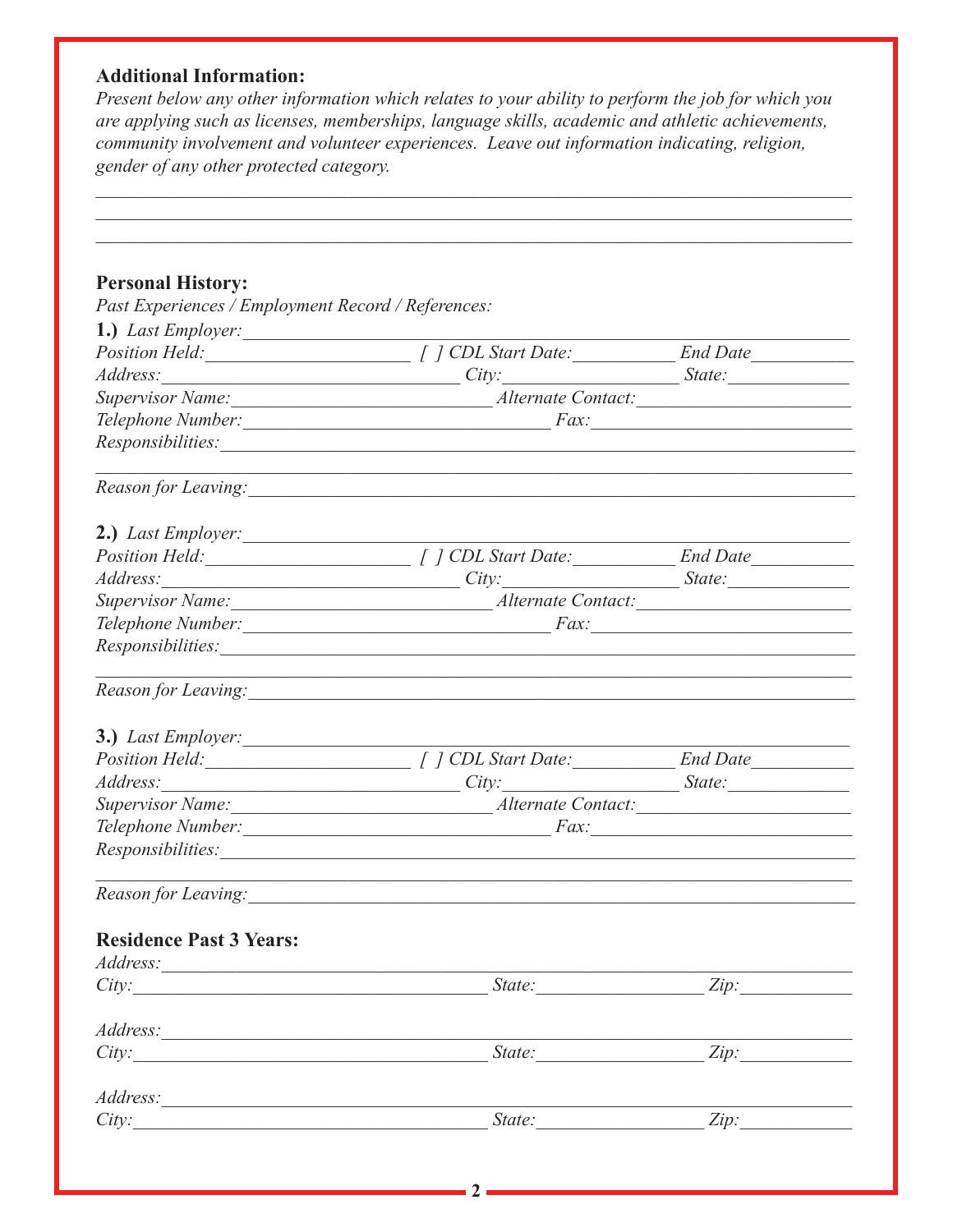**Additional Information:**

*Present below any other information which relates to your ability to perform the job for which you are applying such as licenses, memberships, language skills, academic and athletic achievements, community involvement and volunteer experiences. Leave out information indicating, religion, gender of any other protected category.*

______________________________________________________________________________

______________________________________________________________________________

______________________________________________________________________________

**Personal History:**

*Past Experiences / Employment Record / References:*

**1.)** *Last Employer:*______________________________________________________

*Position Held:*____________________ *[ ] CDL Start Date:*__________ *End Date*__________

*Address:*______________________________ *City:*__________________ *State:*____________

*Supervisor Name:*__________________________ *Alternate Contact:*____________________

*Telephone Number:*______________________________ *Fax:*_________________________

*Responsibilities:*_______________________________________________________________

______________________________________________________________________________

*Reason for Leaving:*_____________________________________________________________

**2.)** *Last Employer:*______________________________________________________

*Position Held:*____________________ *[ ] CDL Start Date:*__________ *End Date*__________

*Address:*______________________________ *City:*__________________ *State:*____________

*Supervisor Name:*__________________________ *Alternate Contact:*____________________

*Telephone Number:*______________________________ *Fax:*_________________________

*Responsibilities:*_______________________________________________________________

______________________________________________________________________________

*Reason for Leaving:*_____________________________________________________________

**3.)** *Last Employer:*______________________________________________________

*Position Held:*____________________ *[ ] CDL Start Date:*__________ *End Date*__________

*Address:*______________________________ *City:*__________________ *State:*____________

*Supervisor Name:*__________________________ *Alternate Contact:*____________________

*Telephone Number:*______________________________ *Fax:*_________________________

*Responsibilities:*_______________________________________________________________

______________________________________________________________________________

*Reason for Leaving:*_____________________________________________________________

**Residence Past 3 Years:**

*Address:*_____________________________________________________________________

*City:*____________________________________ *State:*________________ *Zip:*__________

*Address:*_____________________________________________________________________

*City:*____________________________________ *State:*________________ *Zip:*__________

*Address:*_____________________________________________________________________

*City:*____________________________________ *State:*________________ *Zip:*__________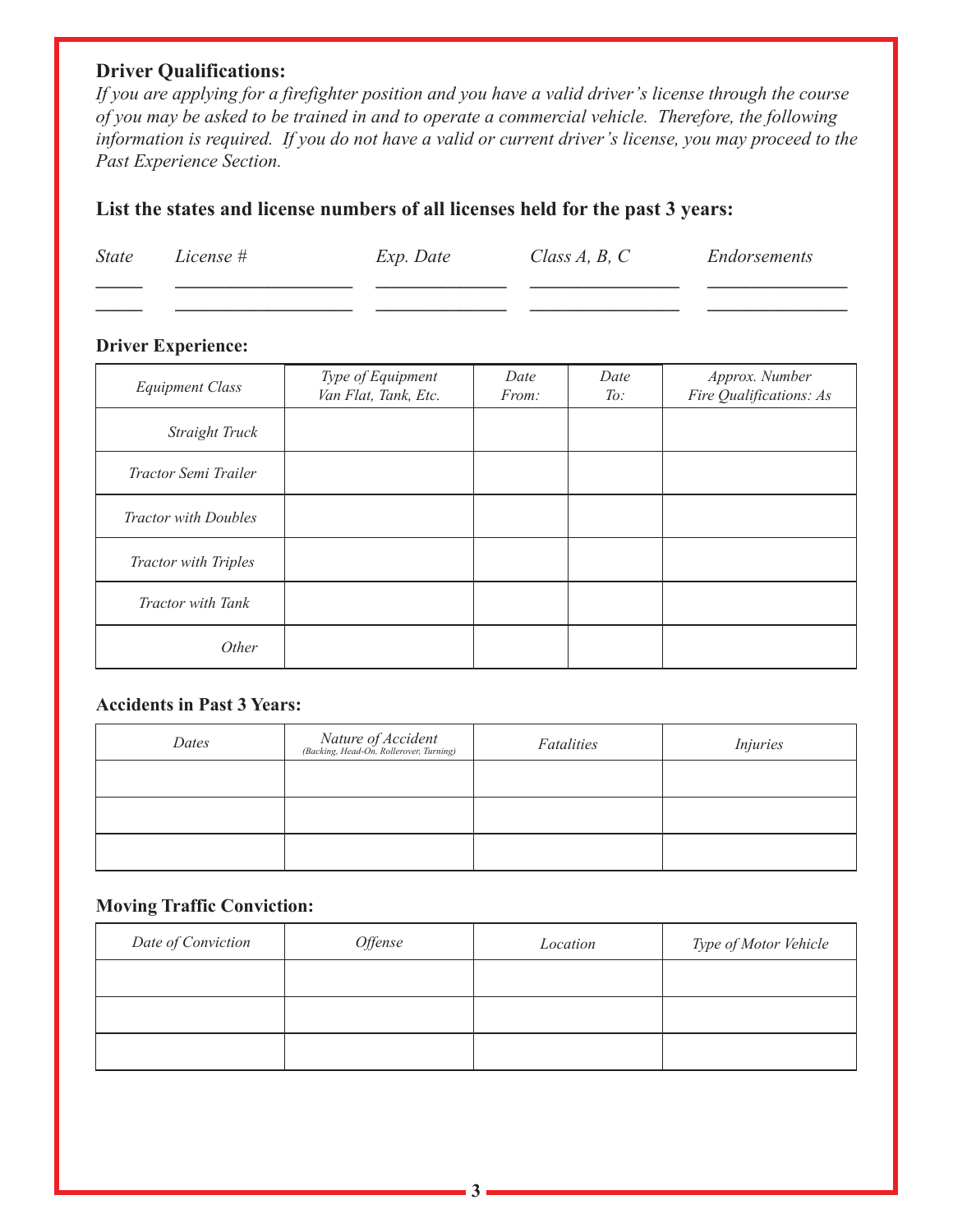**Driver Qualifications:**

*If you are applying for a firefighter position and you have a valid driver's license through the course of you may be asked to be trained in and to operate a commercial vehicle. Therefore, the following information is required. If you do not have a valid or current driver's license, you may proceed to the Past Experience Section.*

**List the states and license numbers of all licenses held for the past 3 years:**

| *State* | *License #* | *Exp. Date* | *Class A, B, C* | *Endorsements* |
|---|---|---|---|---|
| | | | | |
| | | | | |

**Driver Experience:**

| *Equipment Class* | *Type of Equipment Van Flat, Tank, Etc.* | *Date From:* | *Date To:* | *Approx. Number Fire Qualifications: As* |
|---|---|---|---|---|
| *Straight Truck* | | | | |
| *Tractor Semi Trailer* | | | | |
| *Tractor with Doubles* | | | | |
| *Tractor with Triples* | | | | |
| *Tractor with Tank* | | | | |
| *Other* | | | | |

**Accidents in Past 3 Years:**

| *Dates* | *Nature of Accident (Backing, Head-On, Rollerover, Turning)* | *Fatalities* | *Injuries* |
|---|---|---|---|
| | | | |
| | | | |
| | | | |

**Moving Traffic Conviction:**

| *Date of Conviction* | *Offense* | *Location* | *Type of Motor Vehicle* |
|---|---|---|---|
| | | | |
| | | | |
| | | | |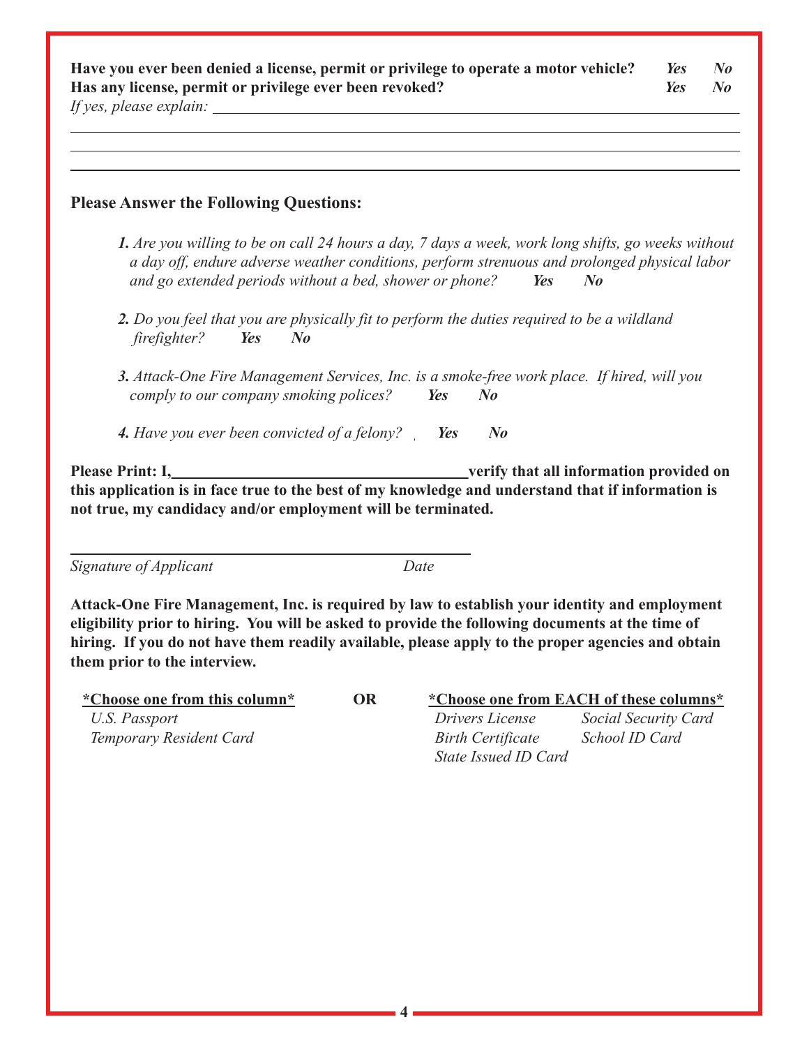**Have you ever been denied a license, permit or privilege to operate a motor vehicle?** ***Yes No***
**Has any license, permit or privilege ever been revoked?** ***Yes No***
*If yes, please explain:* ______________________________________________

______________________________________________

______________________________________________

______________________________________________

**Please Answer the Following Questions:**

***1.*** *Are you willing to be on call 24 hours a day, 7 days a week, work long shifts, go weeks without a day off, endure adverse weather conditions, perform strenuous and prolonged physical labor and go extended periods without a bed, shower or phone?* ***Yes No***

***2.*** *Do you feel that you are physically fit to perform the duties required to be a wildland firefighter?* ***Yes No***

***3.*** *Attack-One Fire Management Services, Inc. is a smoke-free work place. If hired, will you comply to our company smoking polices?* ***Yes No***

***4.*** *Have you ever been convicted of a felony?* ***Yes No***

**Please Print: I,______________________________verify that all information provided on this application is in face true to the best of my knowledge and understand that if information is not true, my candidacy and/or employment will be terminated.**

______________________________________________

*Signature of Applicant* *Date*

**Attack-One Fire Management, Inc. is required by law to establish your identity and employment eligibility prior to hiring. You will be asked to provide the following documents at the time of hiring. If you do not have them readily available, please apply to the proper agencies and obtain them prior to the interview.**

| ***Choose one from this column*** | **OR** | ***Choose one from EACH of these columns*** | |
|---|---|---|---|
| *U.S. Passport* | | *Drivers License* | *Social Security Card* |
| *Temporary Resident Card* | | *Birth Certificate* | *School ID Card* |
| | | *State Issued ID Card* | |